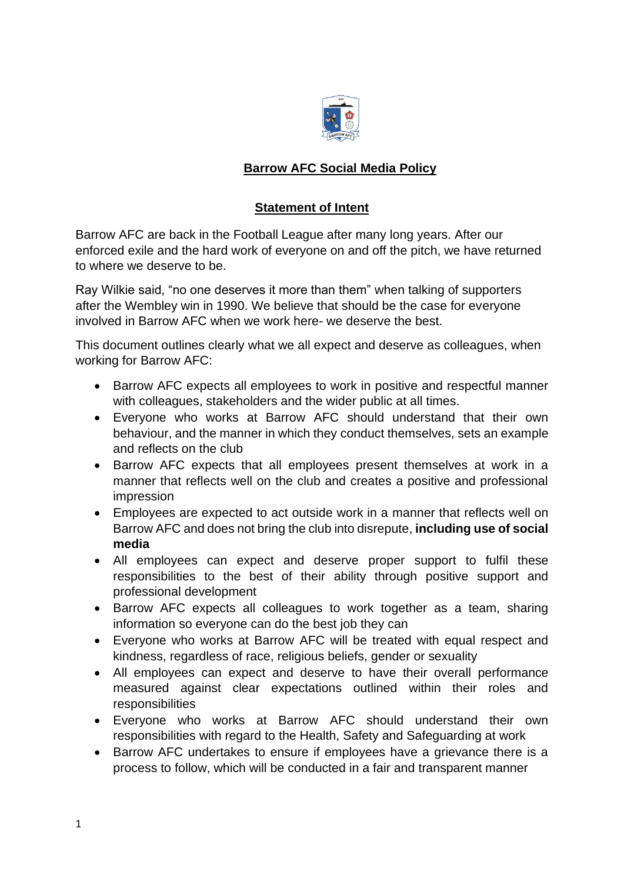# Barrow AFC Social Media Policy

## Statement of Intent

Barrow AFC are back in the Football League after many long years. After our enforced exile and the hard work of everyone on and off the pitch, we have returned to where we deserve to be.

Ray Wilkie said, "no one deserves it more than them" when talking of supporters after the Wembley win in 1990. We believe that should be the case for everyone involved in Barrow AFC when we work here- we deserve the best.

This document outlines clearly what we all expect and deserve as colleagues, when working for Barrow AFC:

- Barrow AFC expects all employees to work in positive and respectful manner with colleagues, stakeholders and the wider public at all times.
- Everyone who works at Barrow AFC should understand that their own behaviour, and the manner in which they conduct themselves, sets an example and reflects on the club
- Barrow AFC expects that all employees present themselves at work in a manner that reflects well on the club and creates a positive and professional impression
- Employees are expected to act outside work in a manner that reflects well on Barrow AFC and does not bring the club into disrepute, **including use of social media**
- All employees can expect and deserve proper support to fulfil these responsibilities to the best of their ability through positive support and professional development
- Barrow AFC expects all colleagues to work together as a team, sharing information so everyone can do the best job they can
- Everyone who works at Barrow AFC will be treated with equal respect and kindness, regardless of race, religious beliefs, gender or sexuality
- All employees can expect and deserve to have their overall performance measured against clear expectations outlined within their roles and responsibilities
- Everyone who works at Barrow AFC should understand their own responsibilities with regard to the Health, Safety and Safeguarding at work
- Barrow AFC undertakes to ensure if employees have a grievance there is a process to follow, which will be conducted in a fair and transparent manner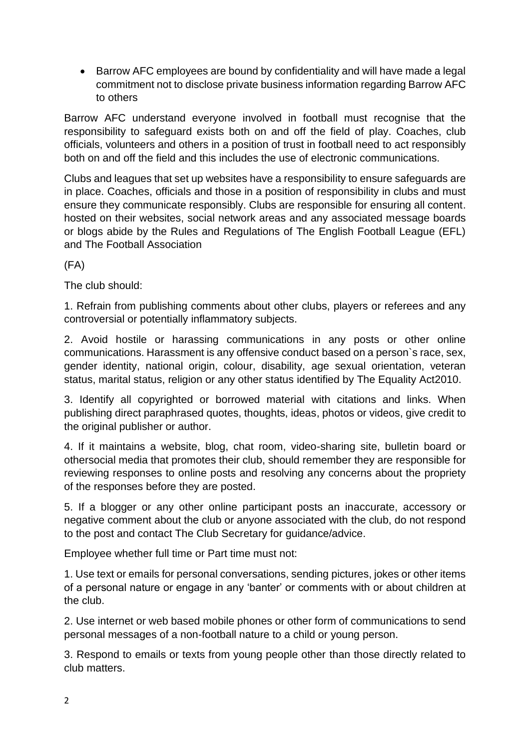- Barrow AFC employees are bound by confidentiality and will have made a legal commitment not to disclose private business information regarding Barrow AFC to others

Barrow AFC understand everyone involved in football must recognise that the responsibility to safeguard exists both on and off the field of play. Coaches, club officials, volunteers and others in a position of trust in football need to act responsibly both on and off the field and this includes the use of electronic communications.

Clubs and leagues that set up websites have a responsibility to ensure safeguards are in place. Coaches, officials and those in a position of responsibility in clubs and must ensure they communicate responsibly. Clubs are responsible for ensuring all content. hosted on their websites, social network areas and any associated message boards or blogs abide by the Rules and Regulations of The English Football League (EFL) and The Football Association

(FA)

The club should:

1. Refrain from publishing comments about other clubs, players or referees and any controversial or potentially inflammatory subjects.

2. Avoid hostile or harassing communications in any posts or other online communications. Harassment is any offensive conduct based on a person`s race, sex, gender identity, national origin, colour, disability, age sexual orientation, veteran status, marital status, religion or any other status identified by The Equality Act2010.

3. Identify all copyrighted or borrowed material with citations and links. When publishing direct paraphrased quotes, thoughts, ideas, photos or videos, give credit to the original publisher or author.

4. If it maintains a website, blog, chat room, video-sharing site, bulletin board or othersocial media that promotes their club, should remember they are responsible for reviewing responses to online posts and resolving any concerns about the propriety of the responses before they are posted.

5. If a blogger or any other online participant posts an inaccurate, accessory or negative comment about the club or anyone associated with the club, do not respond to the post and contact The Club Secretary for guidance/advice.

Employee whether full time or Part time must not:

1. Use text or emails for personal conversations, sending pictures, jokes or other items of a personal nature or engage in any 'banter' or comments with or about children at the club.

2. Use internet or web based mobile phones or other form of communications to send personal messages of a non-football nature to a child or young person.

3. Respond to emails or texts from young people other than those directly related to club matters.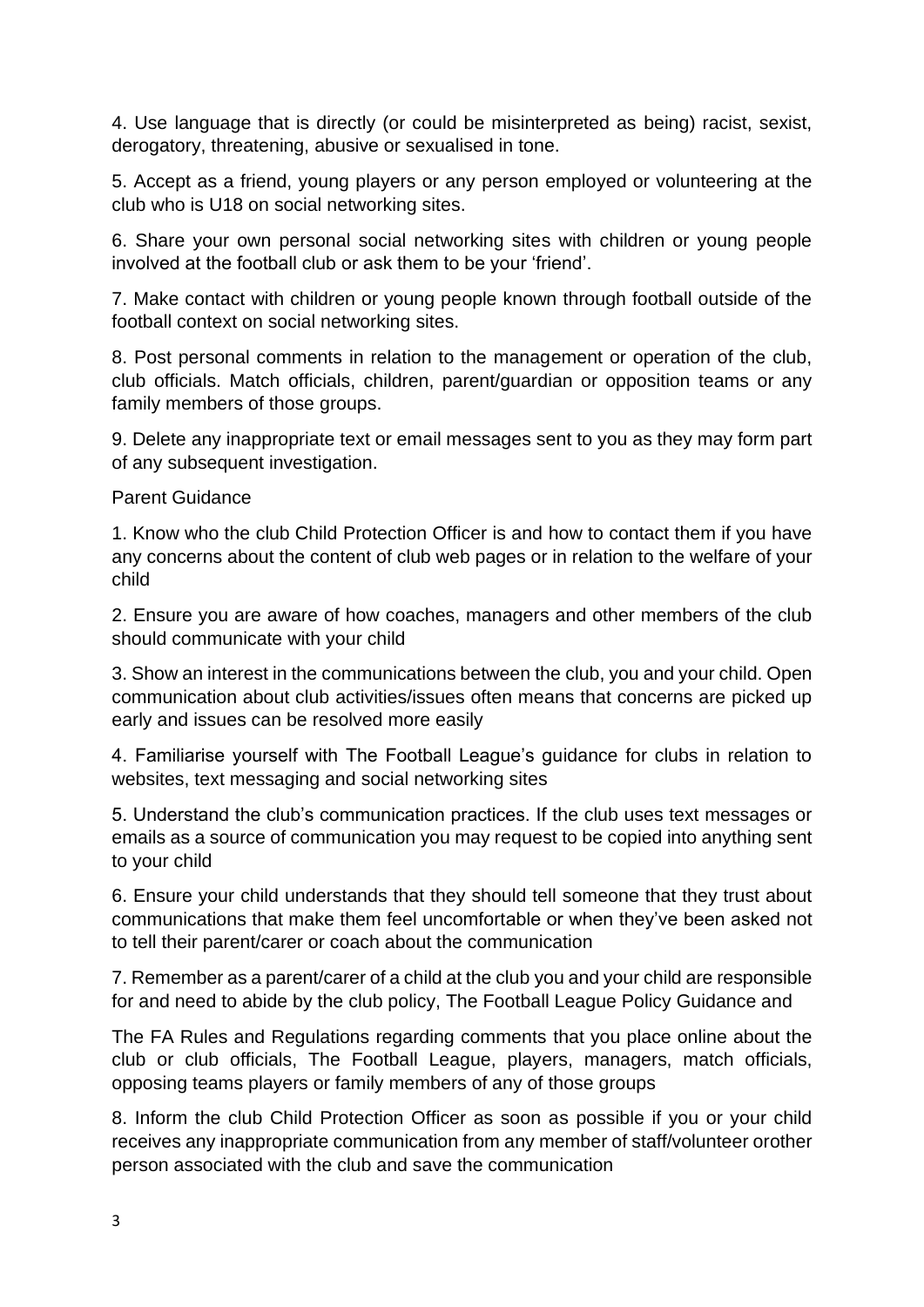4. Use language that is directly (or could be misinterpreted as being) racist, sexist, derogatory, threatening, abusive or sexualised in tone.

5. Accept as a friend, young players or any person employed or volunteering at the club who is U18 on social networking sites.

6. Share your own personal social networking sites with children or young people involved at the football club or ask them to be your 'friend'.

7. Make contact with children or young people known through football outside of the football context on social networking sites.

8. Post personal comments in relation to the management or operation of the club, club officials. Match officials, children, parent/guardian or opposition teams or any family members of those groups.

9. Delete any inappropriate text or email messages sent to you as they may form part of any subsequent investigation.

Parent Guidance

1. Know who the club Child Protection Officer is and how to contact them if you have any concerns about the content of club web pages or in relation to the welfare of your child

2. Ensure you are aware of how coaches, managers and other members of the club should communicate with your child

3. Show an interest in the communications between the club, you and your child. Open communication about club activities/issues often means that concerns are picked up early and issues can be resolved more easily

4. Familiarise yourself with The Football League's guidance for clubs in relation to websites, text messaging and social networking sites

5. Understand the club's communication practices. If the club uses text messages or emails as a source of communication you may request to be copied into anything sent to your child

6. Ensure your child understands that they should tell someone that they trust about communications that make them feel uncomfortable or when they've been asked not to tell their parent/carer or coach about the communication

7. Remember as a parent/carer of a child at the club you and your child are responsible for and need to abide by the club policy, The Football League Policy Guidance and

The FA Rules and Regulations regarding comments that you place online about the club or club officials, The Football League, players, managers, match officials, opposing teams players or family members of any of those groups

8. Inform the club Child Protection Officer as soon as possible if you or your child receives any inappropriate communication from any member of staff/volunteer orother person associated with the club and save the communication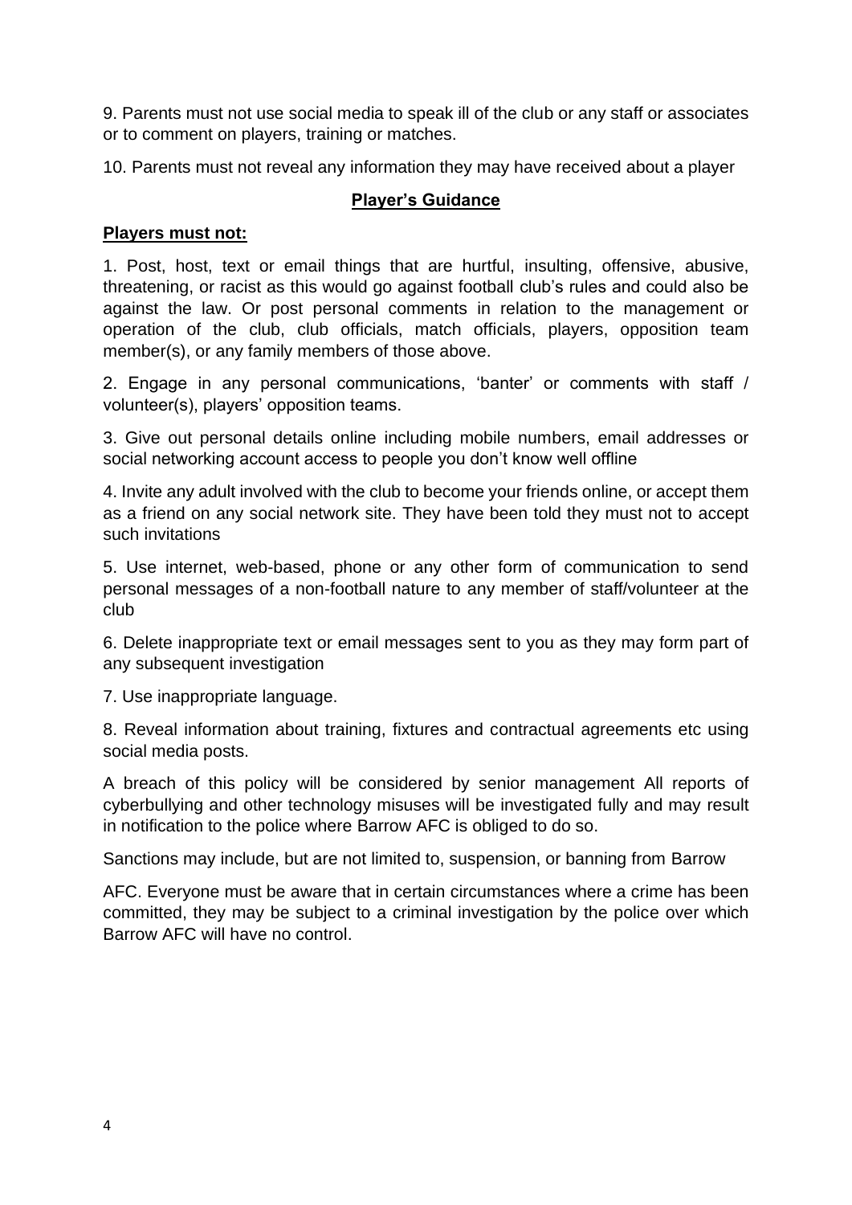9. Parents must not use social media to speak ill of the club or any staff or associates or to comment on players, training or matches.

10. Parents must not reveal any information they may have received about a player

## **Player's Guidance**

**Players must not:**

1. Post, host, text or email things that are hurtful, insulting, offensive, abusive, threatening, or racist as this would go against football club's rules and could also be against the law. Or post personal comments in relation to the management or operation of the club, club officials, match officials, players, opposition team member(s), or any family members of those above.

2. Engage in any personal communications, 'banter' or comments with staff / volunteer(s), players' opposition teams.

3. Give out personal details online including mobile numbers, email addresses or social networking account access to people you don't know well offline

4. Invite any adult involved with the club to become your friends online, or accept them as a friend on any social network site. They have been told they must not to accept such invitations

5. Use internet, web-based, phone or any other form of communication to send personal messages of a non-football nature to any member of staff/volunteer at the club

6. Delete inappropriate text or email messages sent to you as they may form part of any subsequent investigation

7. Use inappropriate language.

8. Reveal information about training, fixtures and contractual agreements etc using social media posts.

A breach of this policy will be considered by senior management All reports of cyberbullying and other technology misuses will be investigated fully and may result in notification to the police where Barrow AFC is obliged to do so.

Sanctions may include, but are not limited to, suspension, or banning from Barrow

AFC. Everyone must be aware that in certain circumstances where a crime has been committed, they may be subject to a criminal investigation by the police over which Barrow AFC will have no control.